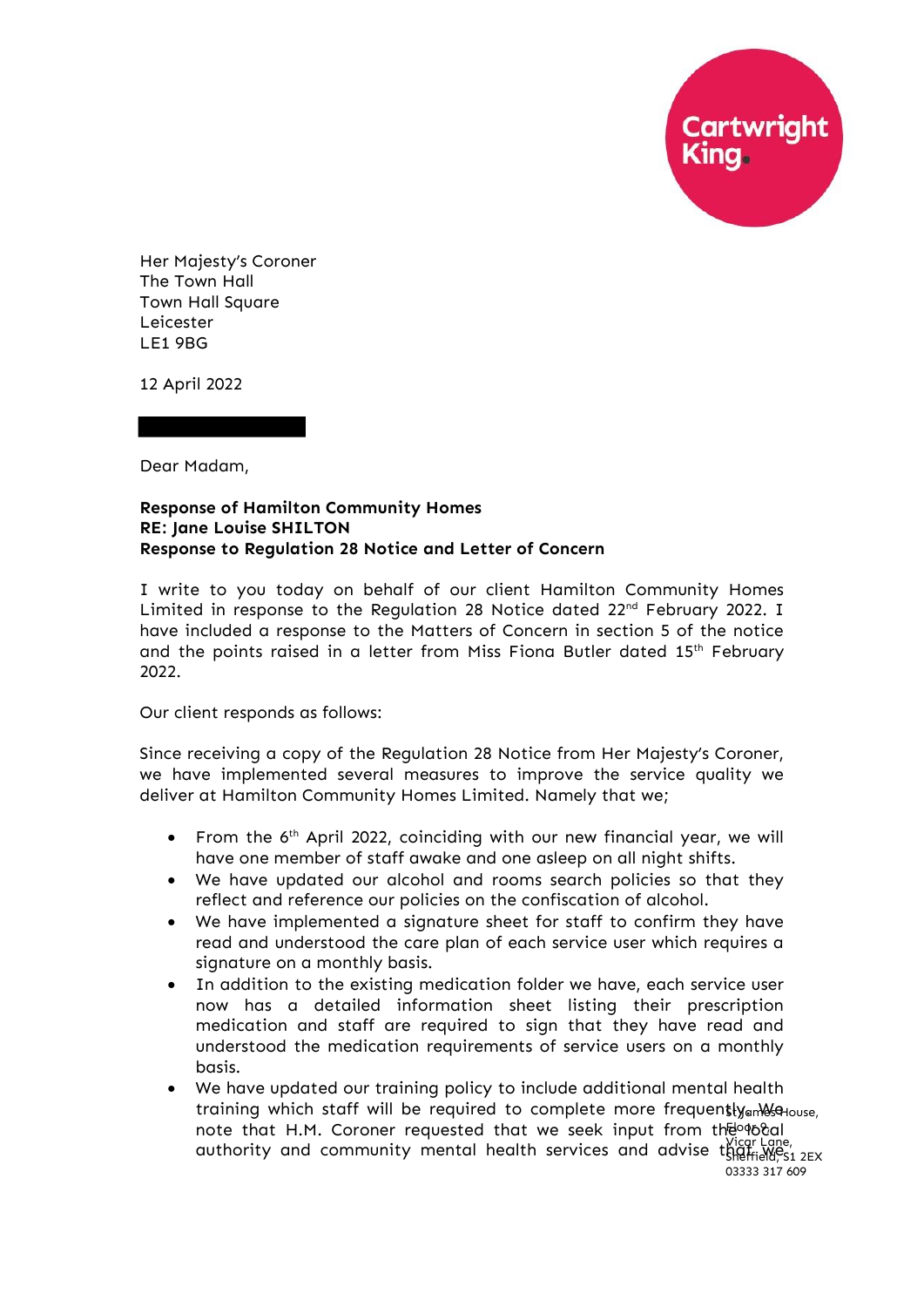Her Majesty's Coroner
The Town Hall
Town Hall Square
Leicester
LE1 9BG

12 April 2022

Dear Madam,

**Response of Hamilton Community Homes**
**RE: Jane Louise SHILTON**
**Response to Regulation 28 Notice and Letter of Concern**

I write to you today on behalf of our client Hamilton Community Homes Limited in response to the Regulation 28 Notice dated 22nd February 2022. I have included a response to the Matters of Concern in section 5 of the notice and the points raised in a letter from Miss Fiona Butler dated 15th February 2022.

Our client responds as follows:

Since receiving a copy of the Regulation 28 Notice from Her Majesty's Coroner, we have implemented several measures to improve the service quality we deliver at Hamilton Community Homes Limited. Namely that we;

- From the 6th April 2022, coinciding with our new financial year, we will have one member of staff awake and one asleep on all night shifts.
- We have updated our alcohol and rooms search policies so that they reflect and reference our policies on the confiscation of alcohol.
- We have implemented a signature sheet for staff to confirm they have read and understood the care plan of each service user which requires a signature on a monthly basis.
- In addition to the existing medication folder we have, each service user now has a detailed information sheet listing their prescription medication and staff are required to sign that they have read and understood the medication requirements of service users on a monthly basis.
- We have updated our training policy to include additional mental health training which staff will be required to complete more frequently. We note that H.M. Coroner requested that we seek input from the local authority and community mental health services and advise that we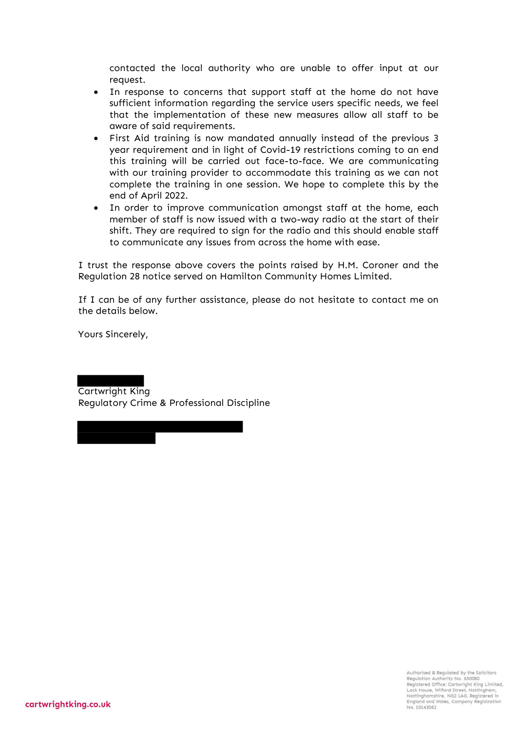contacted the local authority who are unable to offer input at our request.

- In response to concerns that support staff at the home do not have sufficient information regarding the service users specific needs, we feel that the implementation of these new measures allow all staff to be aware of said requirements.
- First Aid training is now mandated annually instead of the previous 3 year requirement and in light of Covid-19 restrictions coming to an end this training will be carried out face-to-face. We are communicating with our training provider to accommodate this training as we can not complete the training in one session. We hope to complete this by the end of April 2022.
- In order to improve communication amongst staff at the home, each member of staff is now issued with a two-way radio at the start of their shift. They are required to sign for the radio and this should enable staff to communicate any issues from across the home with ease.

I trust the response above covers the points raised by H.M. Coroner and the Regulation 28 notice served on Hamilton Community Homes Limited.

If I can be of any further assistance, please do not hesitate to contact me on the details below.

Yours Sincerely,

Cartwright King
Regulatory Crime & Professional Discipline

cartwrightking.co.uk

Authorised & Regulated by the Solicitors Regulation Authority No. 630080
Registered Office: Cartwright King Limited, Lock House, Wilford Street, Nottingham, Nottinghamshire, NG2 1AG. Registered in England and Wales, Company Registration No. 10143062